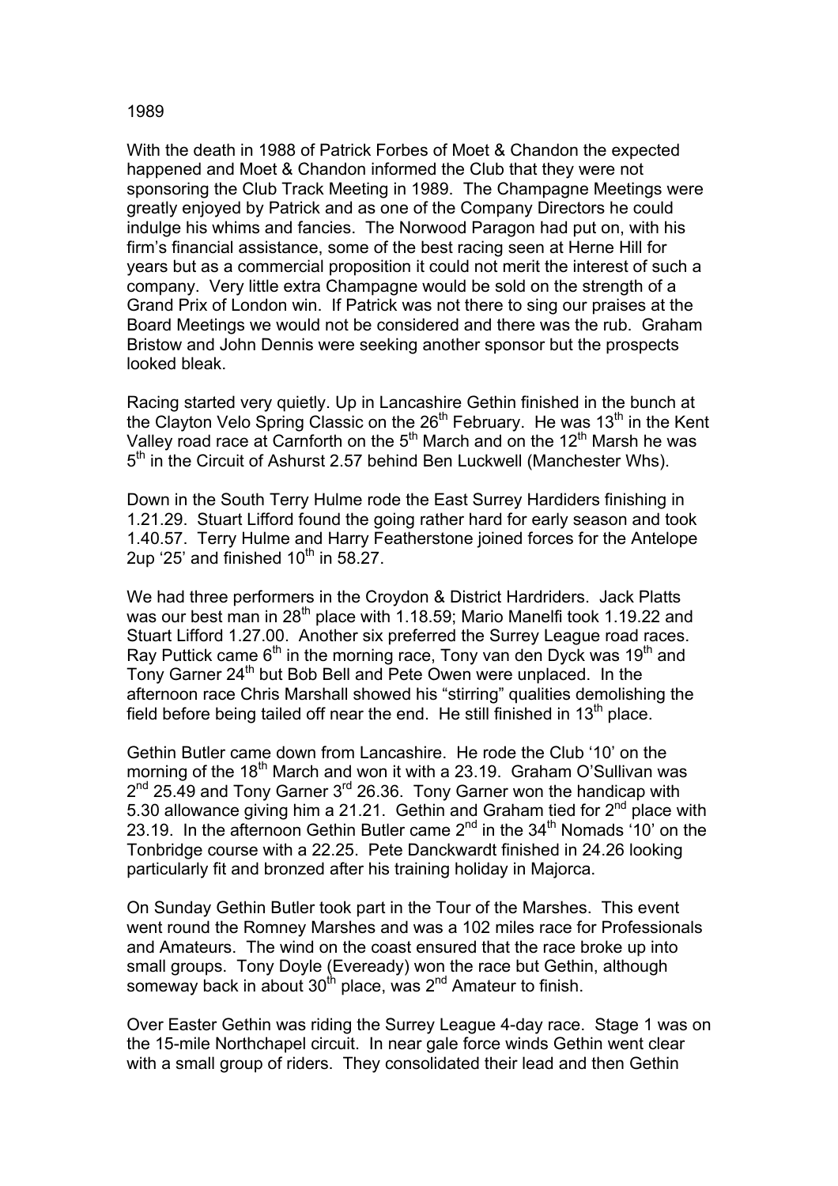1989

With the death in 1988 of Patrick Forbes of Moet & Chandon the expected happened and Moet & Chandon informed the Club that they were not sponsoring the Club Track Meeting in 1989. The Champagne Meetings were greatly enjoyed by Patrick and as one of the Company Directors he could indulge his whims and fancies. The Norwood Paragon had put on, with his firm's financial assistance, some of the best racing seen at Herne Hill for years but as a commercial proposition it could not merit the interest of such a company. Very little extra Champagne would be sold on the strength of a Grand Prix of London win. If Patrick was not there to sing our praises at the Board Meetings we would not be considered and there was the rub. Graham Bristow and John Dennis were seeking another sponsor but the prospects looked bleak.

Racing started very quietly. Up in Lancashire Gethin finished in the bunch at the Clayton Velo Spring Classic on the 26th February. He was 13th in the Kent Valley road race at Carnforth on the 5th March and on the 12th Marsh he was 5th in the Circuit of Ashurst 2.57 behind Ben Luckwell (Manchester Whs).

Down in the South Terry Hulme rode the East Surrey Hardiders finishing in 1.21.29. Stuart Lifford found the going rather hard for early season and took 1.40.57. Terry Hulme and Harry Featherstone joined forces for the Antelope 2up '25' and finished 10th in 58.27.

We had three performers in the Croydon & District Hardriders. Jack Platts was our best man in 28th place with 1.18.59; Mario Manelfi took 1.19.22 and Stuart Lifford 1.27.00. Another six preferred the Surrey League road races. Ray Puttick came 6th in the morning race, Tony van den Dyck was 19th and Tony Garner 24th but Bob Bell and Pete Owen were unplaced. In the afternoon race Chris Marshall showed his "stirring" qualities demolishing the field before being tailed off near the end. He still finished in 13th place.

Gethin Butler came down from Lancashire. He rode the Club '10' on the morning of the 18th March and won it with a 23.19. Graham O'Sullivan was 2nd 25.49 and Tony Garner 3rd 26.36. Tony Garner won the handicap with 5.30 allowance giving him a 21.21. Gethin and Graham tied for 2nd place with 23.19. In the afternoon Gethin Butler came 2nd in the 34th Nomads '10' on the Tonbridge course with a 22.25. Pete Danckwardt finished in 24.26 looking particularly fit and bronzed after his training holiday in Majorca.

On Sunday Gethin Butler took part in the Tour of the Marshes. This event went round the Romney Marshes and was a 102 miles race for Professionals and Amateurs. The wind on the coast ensured that the race broke up into small groups. Tony Doyle (Eveready) won the race but Gethin, although someway back in about 30th place, was 2nd Amateur to finish.

Over Easter Gethin was riding the Surrey League 4-day race. Stage 1 was on the 15-mile Northchapel circuit. In near gale force winds Gethin went clear with a small group of riders. They consolidated their lead and then Gethin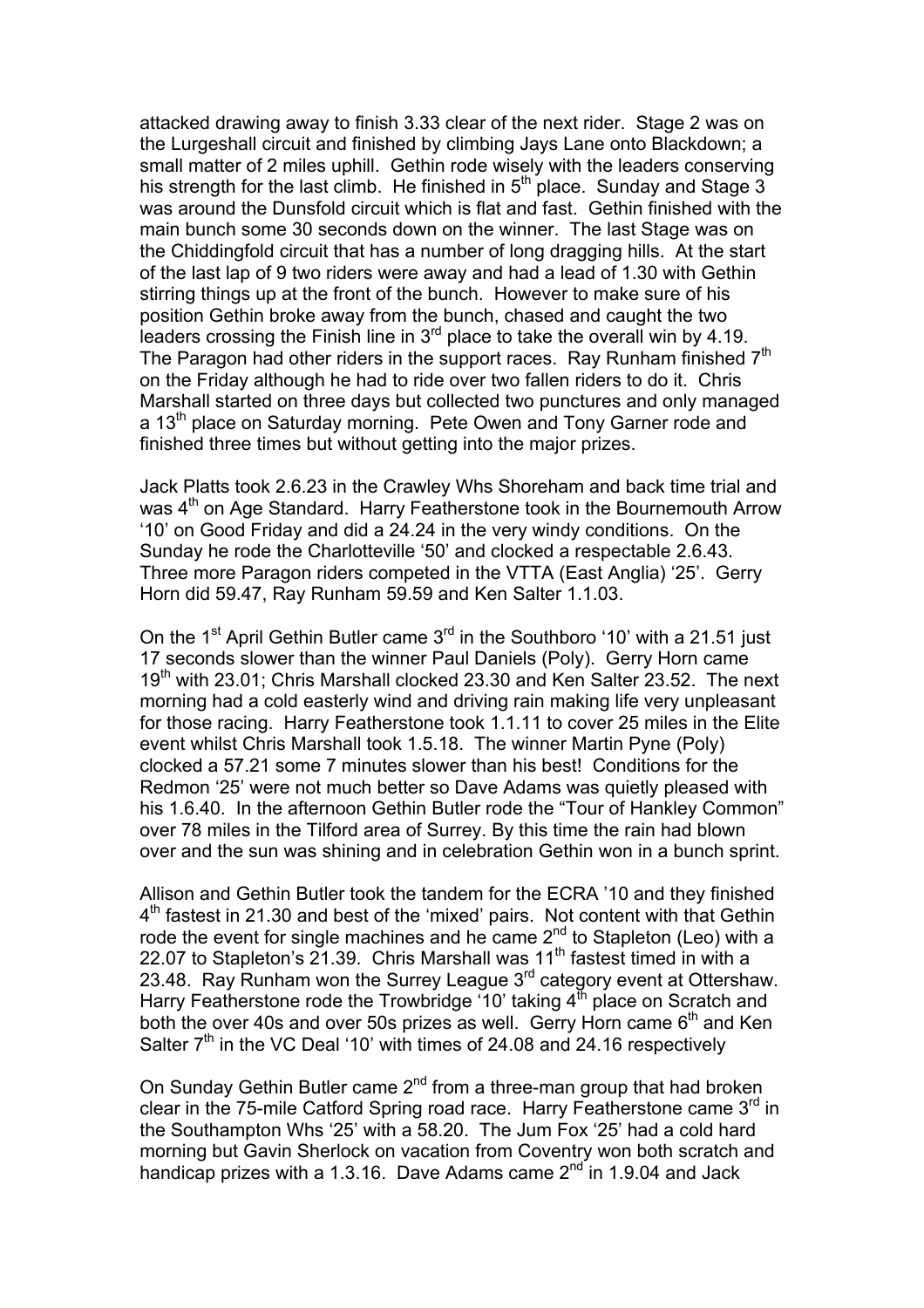attacked drawing away to finish 3.33 clear of the next rider. Stage 2 was on the Lurgeshall circuit and finished by climbing Jays Lane onto Blackdown; a small matter of 2 miles uphill. Gethin rode wisely with the leaders conserving his strength for the last climb. He finished in 5th place. Sunday and Stage 3 was around the Dunsfold circuit which is flat and fast. Gethin finished with the main bunch some 30 seconds down on the winner. The last Stage was on the Chiddingfold circuit that has a number of long dragging hills. At the start of the last lap of 9 two riders were away and had a lead of 1.30 with Gethin stirring things up at the front of the bunch. However to make sure of his position Gethin broke away from the bunch, chased and caught the two leaders crossing the Finish line in 3rd place to take the overall win by 4.19. The Paragon had other riders in the support races. Ray Runham finished 7th on the Friday although he had to ride over two fallen riders to do it. Chris Marshall started on three days but collected two punctures and only managed a 13th place on Saturday morning. Pete Owen and Tony Garner rode and finished three times but without getting into the major prizes.

Jack Platts took 2.6.23 in the Crawley Whs Shoreham and back time trial and was 4th on Age Standard. Harry Featherstone took in the Bournemouth Arrow '10' on Good Friday and did a 24.24 in the very windy conditions. On the Sunday he rode the Charlotteville '50' and clocked a respectable 2.6.43. Three more Paragon riders competed in the VTTA (East Anglia) '25'. Gerry Horn did 59.47, Ray Runham 59.59 and Ken Salter 1.1.03.

On the 1st April Gethin Butler came 3rd in the Southboro '10' with a 21.51 just 17 seconds slower than the winner Paul Daniels (Poly). Gerry Horn came 19th with 23.01; Chris Marshall clocked 23.30 and Ken Salter 23.52. The next morning had a cold easterly wind and driving rain making life very unpleasant for those racing. Harry Featherstone took 1.1.11 to cover 25 miles in the Elite event whilst Chris Marshall took 1.5.18. The winner Martin Pyne (Poly) clocked a 57.21 some 7 minutes slower than his best! Conditions for the Redmon '25' were not much better so Dave Adams was quietly pleased with his 1.6.40. In the afternoon Gethin Butler rode the "Tour of Hankley Common" over 78 miles in the Tilford area of Surrey. By this time the rain had blown over and the sun was shining and in celebration Gethin won in a bunch sprint.

Allison and Gethin Butler took the tandem for the ECRA '10 and they finished 4th fastest in 21.30 and best of the 'mixed' pairs. Not content with that Gethin rode the event for single machines and he came 2nd to Stapleton (Leo) with a 22.07 to Stapleton's 21.39. Chris Marshall was 11th fastest timed in with a 23.48. Ray Runham won the Surrey League 3rd category event at Ottershaw. Harry Featherstone rode the Trowbridge '10' taking 4th place on Scratch and both the over 40s and over 50s prizes as well. Gerry Horn came 6th and Ken Salter 7th in the VC Deal '10' with times of 24.08 and 24.16 respectively

On Sunday Gethin Butler came 2nd from a three-man group that had broken clear in the 75-mile Catford Spring road race. Harry Featherstone came 3rd in the Southampton Whs '25' with a 58.20. The Jum Fox '25' had a cold hard morning but Gavin Sherlock on vacation from Coventry won both scratch and handicap prizes with a 1.3.16. Dave Adams came 2nd in 1.9.04 and Jack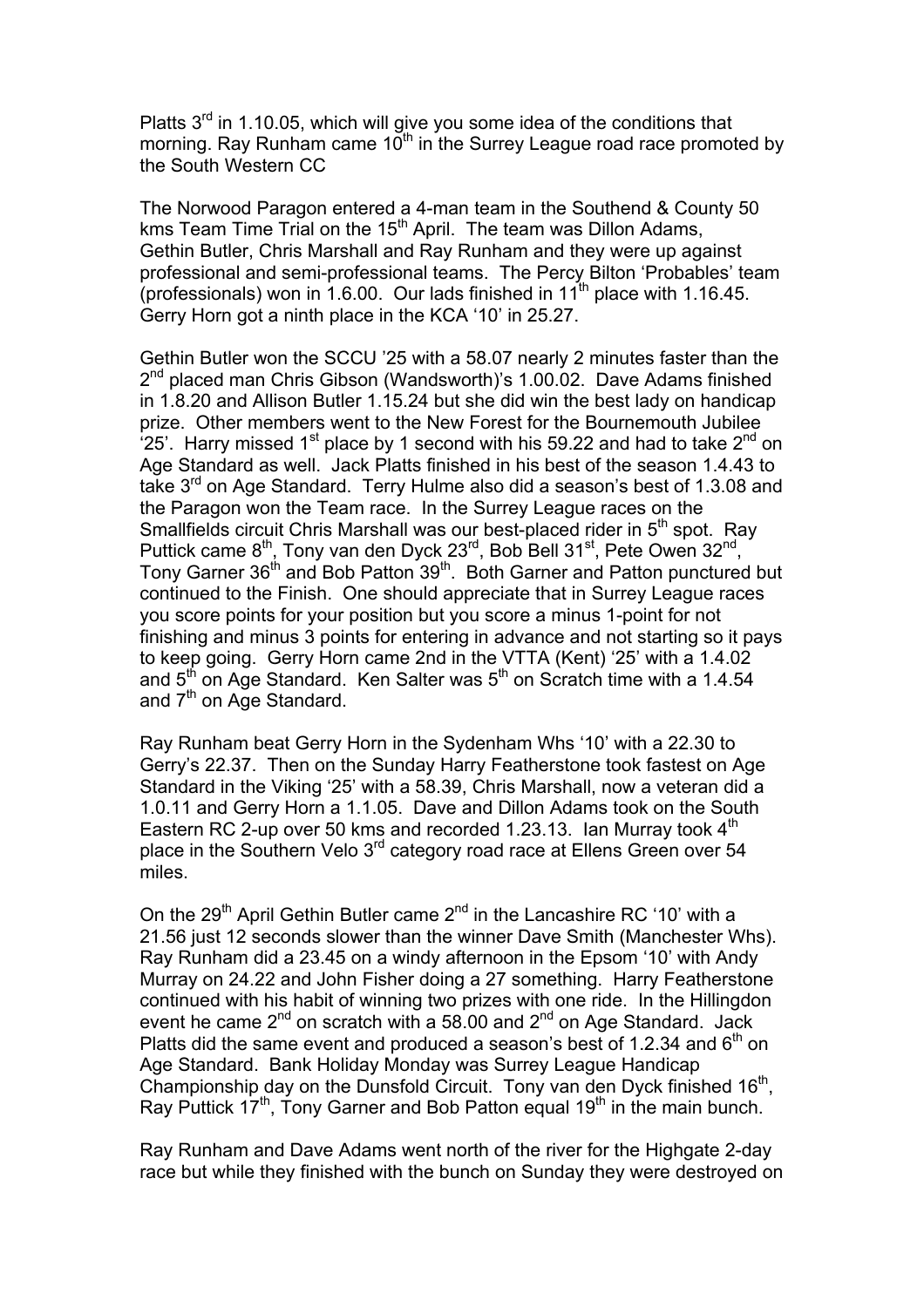Platts 3rd in 1.10.05, which will give you some idea of the conditions that morning. Ray Runham came 10th in the Surrey League road race promoted by the South Western CC

The Norwood Paragon entered a 4-man team in the Southend & County 50 kms Team Time Trial on the 15th April. The team was Dillon Adams, Gethin Butler, Chris Marshall and Ray Runham and they were up against professional and semi-professional teams. The Percy Bilton 'Probables' team (professionals) won in 1.6.00. Our lads finished in 11th place with 1.16.45. Gerry Horn got a ninth place in the KCA '10' in 25.27.

Gethin Butler won the SCCU '25 with a 58.07 nearly 2 minutes faster than the 2nd placed man Chris Gibson (Wandsworth)'s 1.00.02. Dave Adams finished in 1.8.20 and Allison Butler 1.15.24 but she did win the best lady on handicap prize. Other members went to the New Forest for the Bournemouth Jubilee '25'. Harry missed 1st place by 1 second with his 59.22 and had to take 2nd on Age Standard as well. Jack Platts finished in his best of the season 1.4.43 to take 3rd on Age Standard. Terry Hulme also did a season's best of 1.3.08 and the Paragon won the Team race. In the Surrey League races on the Smallfields circuit Chris Marshall was our best-placed rider in 5th spot. Ray Puttick came 8th, Tony van den Dyck 23rd, Bob Bell 31st, Pete Owen 32nd, Tony Garner 36th and Bob Patton 39th. Both Garner and Patton punctured but continued to the Finish. One should appreciate that in Surrey League races you score points for your position but you score a minus 1-point for not finishing and minus 3 points for entering in advance and not starting so it pays to keep going. Gerry Horn came 2nd in the VTTA (Kent) '25' with a 1.4.02 and 5th on Age Standard. Ken Salter was 5th on Scratch time with a 1.4.54 and 7th on Age Standard.

Ray Runham beat Gerry Horn in the Sydenham Whs '10' with a 22.30 to Gerry's 22.37. Then on the Sunday Harry Featherstone took fastest on Age Standard in the Viking '25' with a 58.39, Chris Marshall, now a veteran did a 1.0.11 and Gerry Horn a 1.1.05. Dave and Dillon Adams took on the South Eastern RC 2-up over 50 kms and recorded 1.23.13. Ian Murray took 4th place in the Southern Velo 3rd category road race at Ellens Green over 54 miles.

On the 29th April Gethin Butler came 2nd in the Lancashire RC '10' with a 21.56 just 12 seconds slower than the winner Dave Smith (Manchester Whs). Ray Runham did a 23.45 on a windy afternoon in the Epsom '10' with Andy Murray on 24.22 and John Fisher doing a 27 something. Harry Featherstone continued with his habit of winning two prizes with one ride. In the Hillingdon event he came 2nd on scratch with a 58.00 and 2nd on Age Standard. Jack Platts did the same event and produced a season's best of 1.2.34 and 6th on Age Standard. Bank Holiday Monday was Surrey League Handicap Championship day on the Dunsfold Circuit. Tony van den Dyck finished 16th, Ray Puttick 17th, Tony Garner and Bob Patton equal 19th in the main bunch.

Ray Runham and Dave Adams went north of the river for the Highgate 2-day race but while they finished with the bunch on Sunday they were destroyed on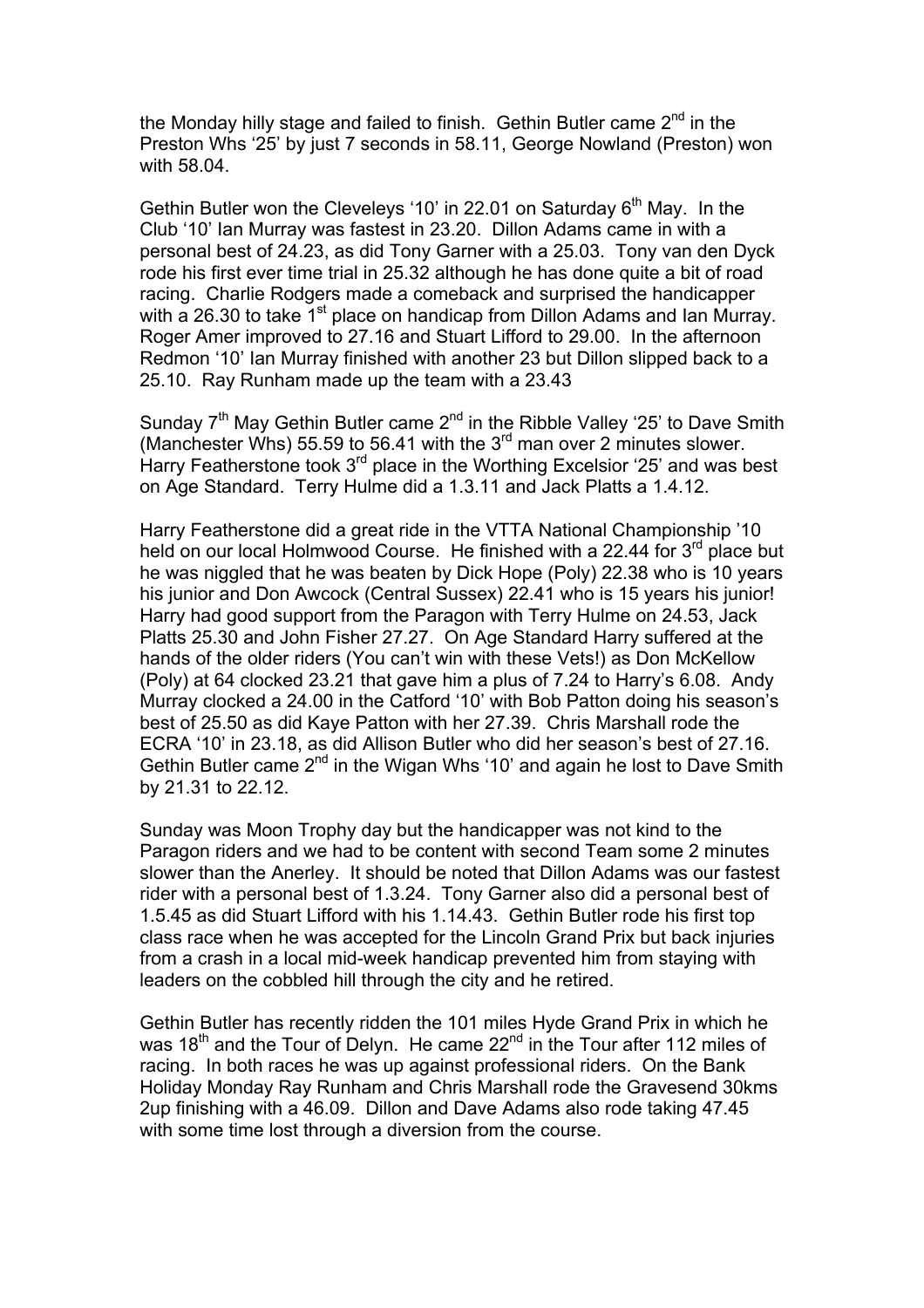the Monday hilly stage and failed to finish. Gethin Butler came 2nd in the Preston Whs '25' by just 7 seconds in 58.11, George Nowland (Preston) won with 58.04.

Gethin Butler won the Cleveleys '10' in 22.01 on Saturday 6th May. In the Club '10' Ian Murray was fastest in 23.20. Dillon Adams came in with a personal best of 24.23, as did Tony Garner with a 25.03. Tony van den Dyck rode his first ever time trial in 25.32 although he has done quite a bit of road racing. Charlie Rodgers made a comeback and surprised the handicapper with a 26.30 to take 1st place on handicap from Dillon Adams and Ian Murray. Roger Amer improved to 27.16 and Stuart Lifford to 29.00. In the afternoon Redmon '10' Ian Murray finished with another 23 but Dillon slipped back to a 25.10. Ray Runham made up the team with a 23.43

Sunday 7th May Gethin Butler came 2nd in the Ribble Valley '25' to Dave Smith (Manchester Whs) 55.59 to 56.41 with the 3rd man over 2 minutes slower. Harry Featherstone took 3rd place in the Worthing Excelsior '25' and was best on Age Standard. Terry Hulme did a 1.3.11 and Jack Platts a 1.4.12.

Harry Featherstone did a great ride in the VTTA National Championship '10 held on our local Holmwood Course. He finished with a 22.44 for 3rd place but he was niggled that he was beaten by Dick Hope (Poly) 22.38 who is 10 years his junior and Don Awcock (Central Sussex) 22.41 who is 15 years his junior! Harry had good support from the Paragon with Terry Hulme on 24.53, Jack Platts 25.30 and John Fisher 27.27. On Age Standard Harry suffered at the hands of the older riders (You can't win with these Vets!) as Don McKellow (Poly) at 64 clocked 23.21 that gave him a plus of 7.24 to Harry's 6.08. Andy Murray clocked a 24.00 in the Catford '10' with Bob Patton doing his season's best of 25.50 as did Kaye Patton with her 27.39. Chris Marshall rode the ECRA '10' in 23.18, as did Allison Butler who did her season's best of 27.16. Gethin Butler came 2nd in the Wigan Whs '10' and again he lost to Dave Smith by 21.31 to 22.12.

Sunday was Moon Trophy day but the handicapper was not kind to the Paragon riders and we had to be content with second Team some 2 minutes slower than the Anerley. It should be noted that Dillon Adams was our fastest rider with a personal best of 1.3.24. Tony Garner also did a personal best of 1.5.45 as did Stuart Lifford with his 1.14.43. Gethin Butler rode his first top class race when he was accepted for the Lincoln Grand Prix but back injuries from a crash in a local mid-week handicap prevented him from staying with leaders on the cobbled hill through the city and he retired.

Gethin Butler has recently ridden the 101 miles Hyde Grand Prix in which he was 18th and the Tour of Delyn. He came 22nd in the Tour after 112 miles of racing. In both races he was up against professional riders. On the Bank Holiday Monday Ray Runham and Chris Marshall rode the Gravesend 30kms 2up finishing with a 46.09. Dillon and Dave Adams also rode taking 47.45 with some time lost through a diversion from the course.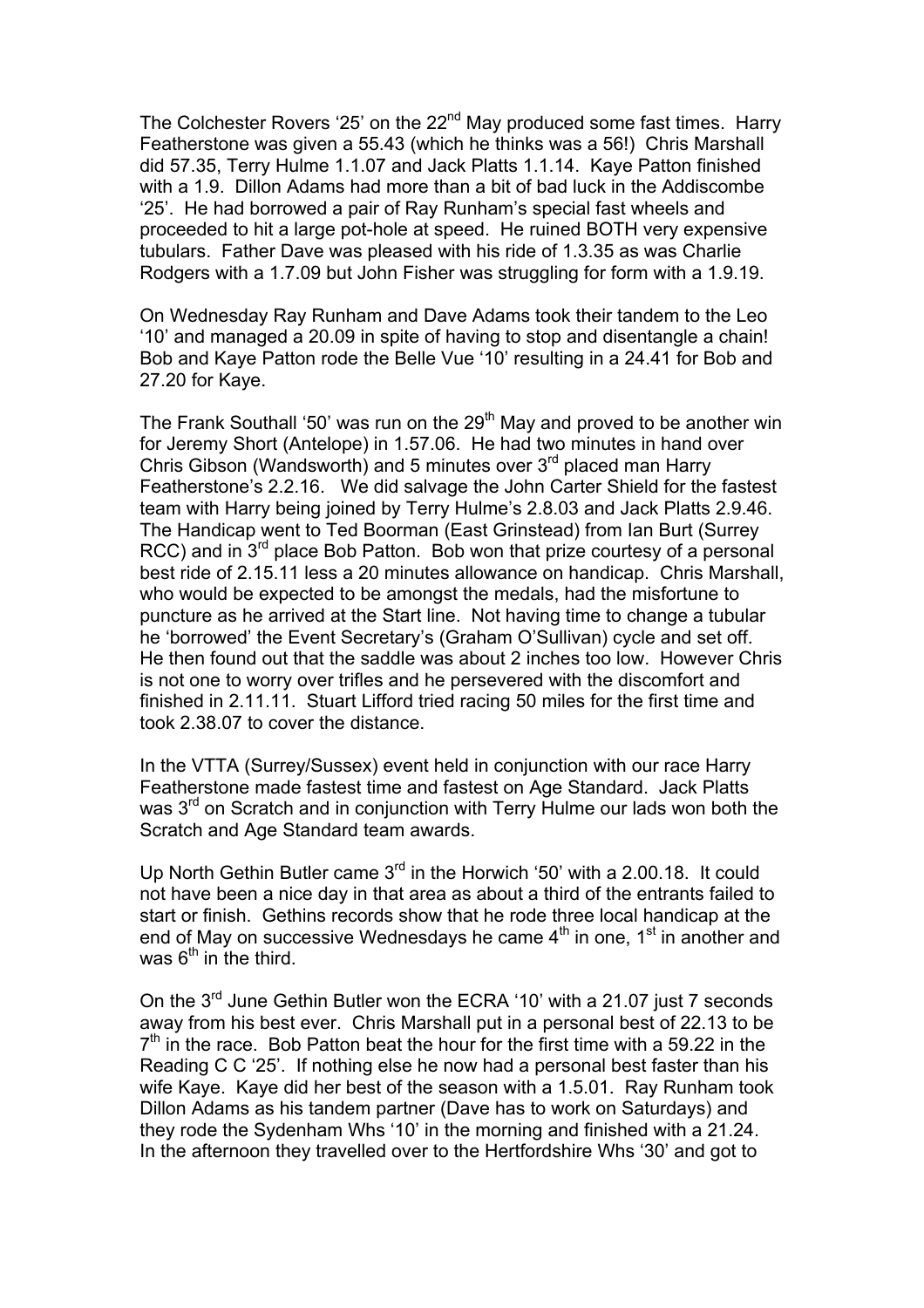The Colchester Rovers '25' on the 22nd May produced some fast times. Harry Featherstone was given a 55.43 (which he thinks was a 56!) Chris Marshall did 57.35, Terry Hulme 1.1.07 and Jack Platts 1.1.14. Kaye Patton finished with a 1.9. Dillon Adams had more than a bit of bad luck in the Addiscombe '25'. He had borrowed a pair of Ray Runham's special fast wheels and proceeded to hit a large pot-hole at speed. He ruined BOTH very expensive tubulars. Father Dave was pleased with his ride of 1.3.35 as was Charlie Rodgers with a 1.7.09 but John Fisher was struggling for form with a 1.9.19.

On Wednesday Ray Runham and Dave Adams took their tandem to the Leo '10' and managed a 20.09 in spite of having to stop and disentangle a chain! Bob and Kaye Patton rode the Belle Vue '10' resulting in a 24.41 for Bob and 27.20 for Kaye.

The Frank Southall '50' was run on the 29th May and proved to be another win for Jeremy Short (Antelope) in 1.57.06. He had two minutes in hand over Chris Gibson (Wandsworth) and 5 minutes over 3rd placed man Harry Featherstone's 2.2.16. We did salvage the John Carter Shield for the fastest team with Harry being joined by Terry Hulme's 2.8.03 and Jack Platts 2.9.46. The Handicap went to Ted Boorman (East Grinstead) from Ian Burt (Surrey RCC) and in 3rd place Bob Patton. Bob won that prize courtesy of a personal best ride of 2.15.11 less a 20 minutes allowance on handicap. Chris Marshall, who would be expected to be amongst the medals, had the misfortune to puncture as he arrived at the Start line. Not having time to change a tubular he 'borrowed' the Event Secretary's (Graham O'Sullivan) cycle and set off. He then found out that the saddle was about 2 inches too low. However Chris is not one to worry over trifles and he persevered with the discomfort and finished in 2.11.11. Stuart Lifford tried racing 50 miles for the first time and took 2.38.07 to cover the distance.

In the VTTA (Surrey/Sussex) event held in conjunction with our race Harry Featherstone made fastest time and fastest on Age Standard. Jack Platts was 3rd on Scratch and in conjunction with Terry Hulme our lads won both the Scratch and Age Standard team awards.

Up North Gethin Butler came 3rd in the Horwich '50' with a 2.00.18. It could not have been a nice day in that area as about a third of the entrants failed to start or finish. Gethins records show that he rode three local handicap at the end of May on successive Wednesdays he came 4th in one, 1st in another and was 6th in the third.

On the 3rd June Gethin Butler won the ECRA '10' with a 21.07 just 7 seconds away from his best ever. Chris Marshall put in a personal best of 22.13 to be 7th in the race. Bob Patton beat the hour for the first time with a 59.22 in the Reading C C '25'. If nothing else he now had a personal best faster than his wife Kaye. Kaye did her best of the season with a 1.5.01. Ray Runham took Dillon Adams as his tandem partner (Dave has to work on Saturdays) and they rode the Sydenham Whs '10' in the morning and finished with a 21.24. In the afternoon they travelled over to the Hertfordshire Whs '30' and got to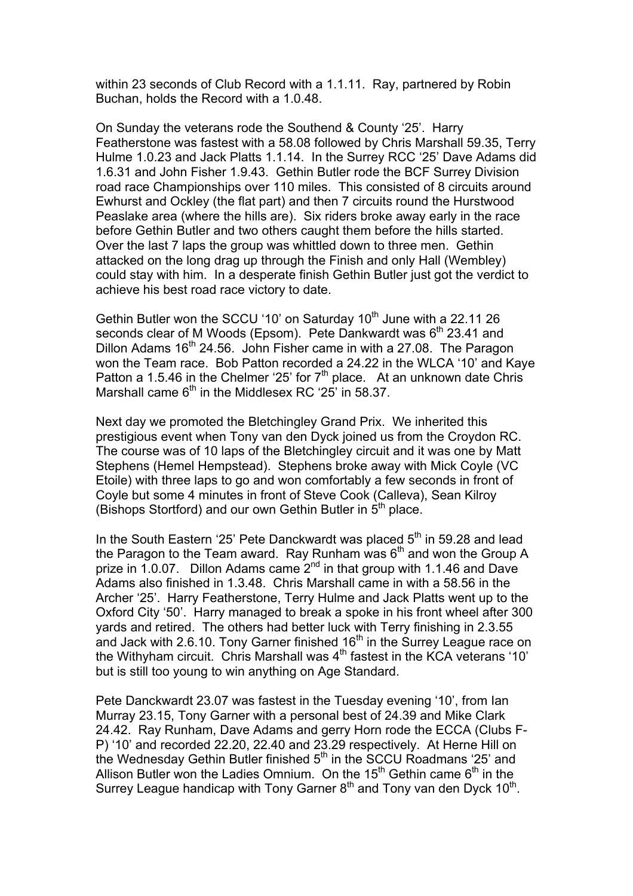within 23 seconds of Club Record with a 1.1.11. Ray, partnered by Robin Buchan, holds the Record with a 1.0.48.

On Sunday the veterans rode the Southend & County '25'. Harry Featherstone was fastest with a 58.08 followed by Chris Marshall 59.35, Terry Hulme 1.0.23 and Jack Platts 1.1.14. In the Surrey RCC '25' Dave Adams did 1.6.31 and John Fisher 1.9.43. Gethin Butler rode the BCF Surrey Division road race Championships over 110 miles. This consisted of 8 circuits around Ewhurst and Ockley (the flat part) and then 7 circuits round the Hurstwood Peaslake area (where the hills are). Six riders broke away early in the race before Gethin Butler and two others caught them before the hills started. Over the last 7 laps the group was whittled down to three men. Gethin attacked on the long drag up through the Finish and only Hall (Wembley) could stay with him. In a desperate finish Gethin Butler just got the verdict to achieve his best road race victory to date.

Gethin Butler won the SCCU '10' on Saturday 10th June with a 22.11 26 seconds clear of M Woods (Epsom). Pete Dankwardt was 6th 23.41 and Dillon Adams 16th 24.56. John Fisher came in with a 27.08. The Paragon won the Team race. Bob Patton recorded a 24.22 in the WLCA '10' and Kaye Patton a 1.5.46 in the Chelmer '25' for 7th place. At an unknown date Chris Marshall came 6th in the Middlesex RC '25' in 58.37.

Next day we promoted the Bletchingley Grand Prix. We inherited this prestigious event when Tony van den Dyck joined us from the Croydon RC. The course was of 10 laps of the Bletchingley circuit and it was one by Matt Stephens (Hemel Hempstead). Stephens broke away with Mick Coyle (VC Etoile) with three laps to go and won comfortably a few seconds in front of Coyle but some 4 minutes in front of Steve Cook (Calleva), Sean Kilroy (Bishops Stortford) and our own Gethin Butler in 5th place.

In the South Eastern '25' Pete Danckwardt was placed 5th in 59.28 and lead the Paragon to the Team award. Ray Runham was 6th and won the Group A prize in 1.0.07. Dillon Adams came 2nd in that group with 1.1.46 and Dave Adams also finished in 1.3.48. Chris Marshall came in with a 58.56 in the Archer '25'. Harry Featherstone, Terry Hulme and Jack Platts went up to the Oxford City '50'. Harry managed to break a spoke in his front wheel after 300 yards and retired. The others had better luck with Terry finishing in 2.3.55 and Jack with 2.6.10. Tony Garner finished 16th in the Surrey League race on the Withyham circuit. Chris Marshall was 4th fastest in the KCA veterans '10' but is still too young to win anything on Age Standard.

Pete Danckwardt 23.07 was fastest in the Tuesday evening '10', from Ian Murray 23.15, Tony Garner with a personal best of 24.39 and Mike Clark 24.42. Ray Runham, Dave Adams and gerry Horn rode the ECCA (Clubs F-P) '10' and recorded 22.20, 22.40 and 23.29 respectively. At Herne Hill on the Wednesday Gethin Butler finished 5th in the SCCU Roadmans '25' and Allison Butler won the Ladies Omnium. On the 15th Gethin came 6th in the Surrey League handicap with Tony Garner 8th and Tony van den Dyck 10th.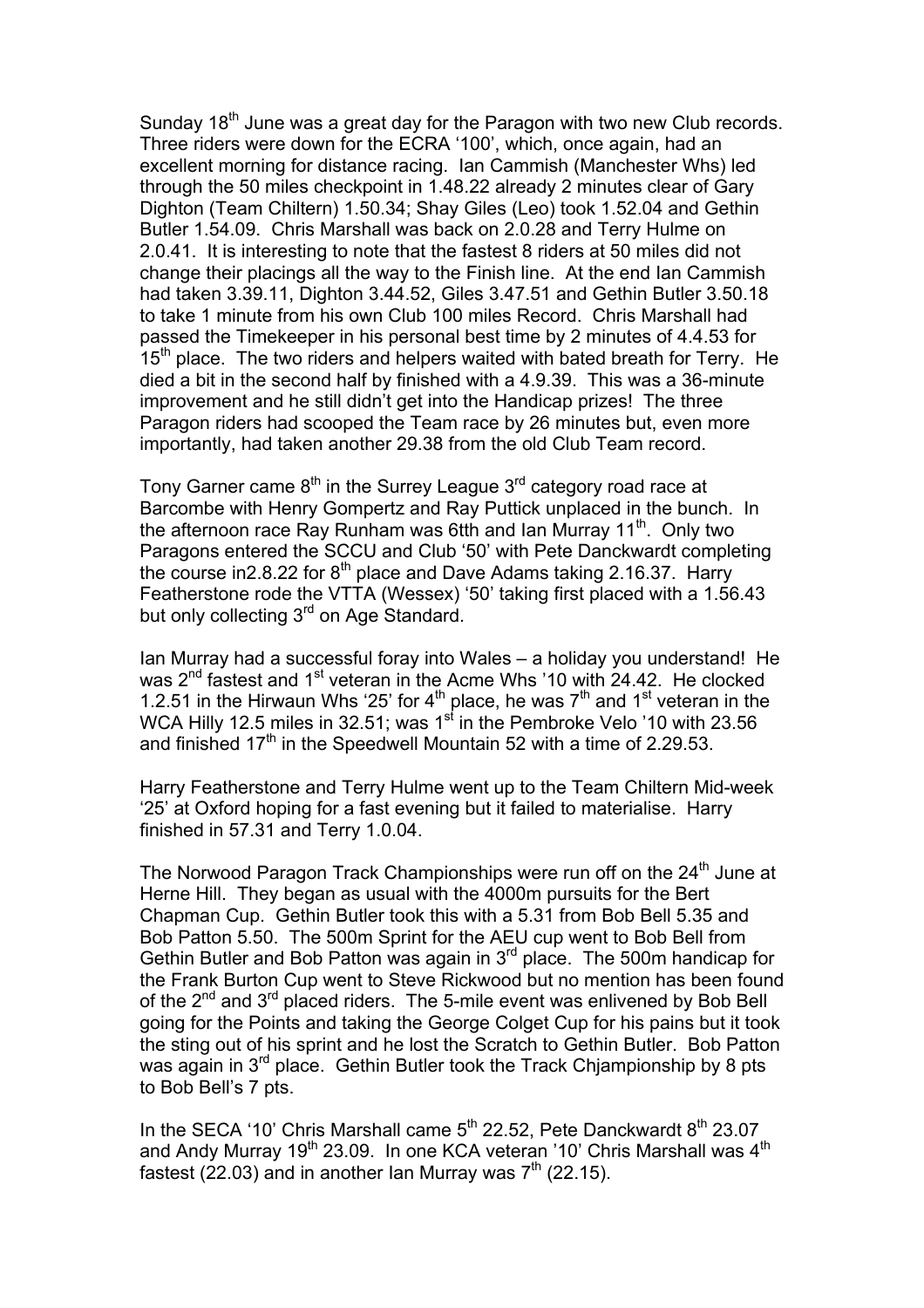Sunday 18th June was a great day for the Paragon with two new Club records. Three riders were down for the ECRA '100', which, once again, had an excellent morning for distance racing. Ian Cammish (Manchester Whs) led through the 50 miles checkpoint in 1.48.22 already 2 minutes clear of Gary Dighton (Team Chiltern) 1.50.34; Shay Giles (Leo) took 1.52.04 and Gethin Butler 1.54.09. Chris Marshall was back on 2.0.28 and Terry Hulme on 2.0.41. It is interesting to note that the fastest 8 riders at 50 miles did not change their placings all the way to the Finish line. At the end Ian Cammish had taken 3.39.11, Dighton 3.44.52, Giles 3.47.51 and Gethin Butler 3.50.18 to take 1 minute from his own Club 100 miles Record. Chris Marshall had passed the Timekeeper in his personal best time by 2 minutes of 4.4.53 for 15th place. The two riders and helpers waited with bated breath for Terry. He died a bit in the second half by finished with a 4.9.39. This was a 36-minute improvement and he still didn't get into the Handicap prizes! The three Paragon riders had scooped the Team race by 26 minutes but, even more importantly, had taken another 29.38 from the old Club Team record.

Tony Garner came 8th in the Surrey League 3rd category road race at Barcombe with Henry Gompertz and Ray Puttick unplaced in the bunch. In the afternoon race Ray Runham was 6tth and Ian Murray 11th. Only two Paragons entered the SCCU and Club '50' with Pete Danckwardt completing the course in2.8.22 for 8th place and Dave Adams taking 2.16.37. Harry Featherstone rode the VTTA (Wessex) '50' taking first placed with a 1.56.43 but only collecting 3rd on Age Standard.

Ian Murray had a successful foray into Wales – a holiday you understand! He was 2nd fastest and 1st veteran in the Acme Whs '10 with 24.42. He clocked 1.2.51 in the Hirwaun Whs '25' for 4th place, he was 7th and 1st veteran in the WCA Hilly 12.5 miles in 32.51; was 1st in the Pembroke Velo '10 with 23.56 and finished 17th in the Speedwell Mountain 52 with a time of 2.29.53.

Harry Featherstone and Terry Hulme went up to the Team Chiltern Mid-week '25' at Oxford hoping for a fast evening but it failed to materialise. Harry finished in 57.31 and Terry 1.0.04.

The Norwood Paragon Track Championships were run off on the 24th June at Herne Hill. They began as usual with the 4000m pursuits for the Bert Chapman Cup. Gethin Butler took this with a 5.31 from Bob Bell 5.35 and Bob Patton 5.50. The 500m Sprint for the AEU cup went to Bob Bell from Gethin Butler and Bob Patton was again in 3rd place. The 500m handicap for the Frank Burton Cup went to Steve Rickwood but no mention has been found of the 2nd and 3rd placed riders. The 5-mile event was enlivened by Bob Bell going for the Points and taking the George Colget Cup for his pains but it took the sting out of his sprint and he lost the Scratch to Gethin Butler. Bob Patton was again in 3rd place. Gethin Butler took the Track Chjampionship by 8 pts to Bob Bell's 7 pts.

In the SECA '10' Chris Marshall came 5th 22.52, Pete Danckwardt 8th 23.07 and Andy Murray 19th 23.09. In one KCA veteran '10' Chris Marshall was 4th fastest (22.03) and in another Ian Murray was 7th (22.15).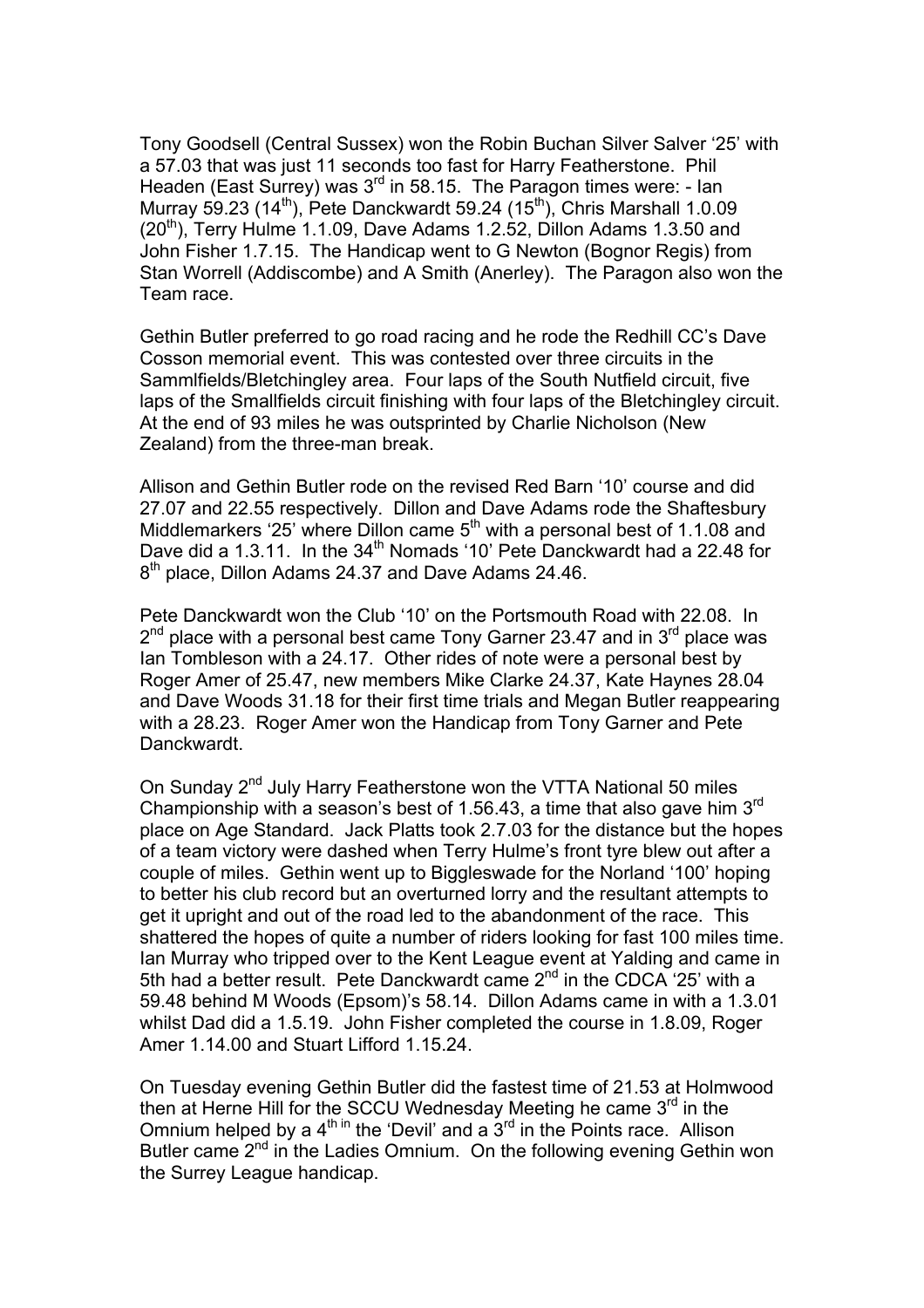Tony Goodsell (Central Sussex) won the Robin Buchan Silver Salver '25' with a 57.03 that was just 11 seconds too fast for Harry Featherstone. Phil Headen (East Surrey) was 3rd in 58.15. The Paragon times were: - Ian Murray 59.23 (14th), Pete Danckwardt 59.24 (15th), Chris Marshall 1.0.09 (20th), Terry Hulme 1.1.09, Dave Adams 1.2.52, Dillon Adams 1.3.50 and John Fisher 1.7.15. The Handicap went to G Newton (Bognor Regis) from Stan Worrell (Addiscombe) and A Smith (Anerley). The Paragon also won the Team race.

Gethin Butler preferred to go road racing and he rode the Redhill CC's Dave Cosson memorial event. This was contested over three circuits in the Sammlfields/Bletchingley area. Four laps of the South Nutfield circuit, five laps of the Smallfields circuit finishing with four laps of the Bletchingley circuit. At the end of 93 miles he was outsprinted by Charlie Nicholson (New Zealand) from the three-man break.

Allison and Gethin Butler rode on the revised Red Barn '10' course and did 27.07 and 22.55 respectively. Dillon and Dave Adams rode the Shaftesbury Middlemarkers '25' where Dillon came 5th with a personal best of 1.1.08 and Dave did a 1.3.11. In the 34th Nomads '10' Pete Danckwardt had a 22.48 for 8th place, Dillon Adams 24.37 and Dave Adams 24.46.

Pete Danckwardt won the Club '10' on the Portsmouth Road with 22.08. In 2nd place with a personal best came Tony Garner 23.47 and in 3rd place was Ian Tombleson with a 24.17. Other rides of note were a personal best by Roger Amer of 25.47, new members Mike Clarke 24.37, Kate Haynes 28.04 and Dave Woods 31.18 for their first time trials and Megan Butler reappearing with a 28.23. Roger Amer won the Handicap from Tony Garner and Pete Danckwardt.

On Sunday 2nd July Harry Featherstone won the VTTA National 50 miles Championship with a season's best of 1.56.43, a time that also gave him 3rd place on Age Standard. Jack Platts took 2.7.03 for the distance but the hopes of a team victory were dashed when Terry Hulme's front tyre blew out after a couple of miles. Gethin went up to Biggleswade for the Norland '100' hoping to better his club record but an overturned lorry and the resultant attempts to get it upright and out of the road led to the abandonment of the race. This shattered the hopes of quite a number of riders looking for fast 100 miles time. Ian Murray who tripped over to the Kent League event at Yalding and came in 5th had a better result. Pete Danckwardt came 2nd in the CDCA '25' with a 59.48 behind M Woods (Epsom)'s 58.14. Dillon Adams came in with a 1.3.01 whilst Dad did a 1.5.19. John Fisher completed the course in 1.8.09, Roger Amer 1.14.00 and Stuart Lifford 1.15.24.

On Tuesday evening Gethin Butler did the fastest time of 21.53 at Holmwood then at Herne Hill for the SCCU Wednesday Meeting he came 3rd in the Omnium helped by a 4th in the 'Devil' and a 3rd in the Points race. Allison Butler came 2nd in the Ladies Omnium. On the following evening Gethin won the Surrey League handicap.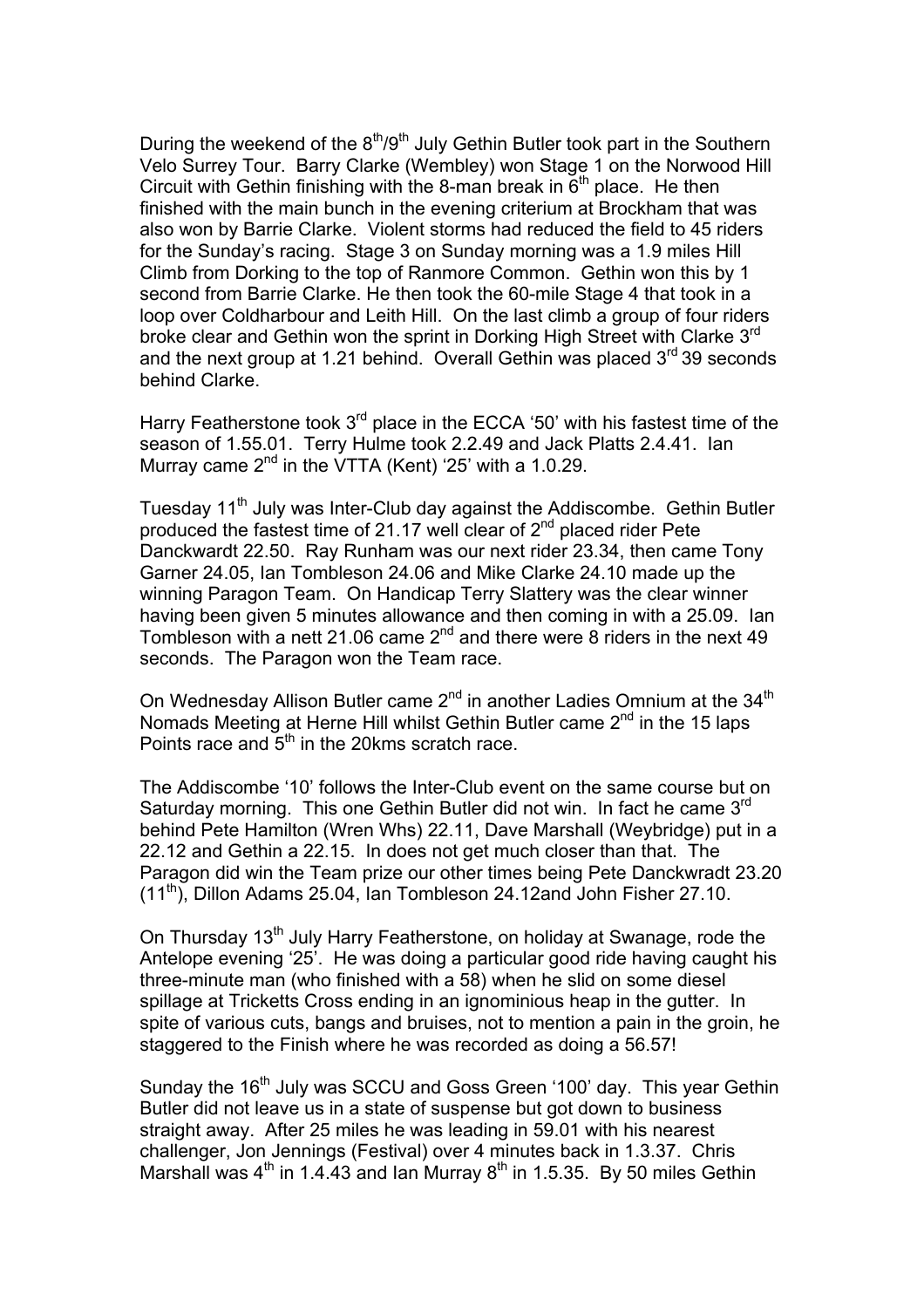During the weekend of the 8th/9th July Gethin Butler took part in the Southern Velo Surrey Tour. Barry Clarke (Wembley) won Stage 1 on the Norwood Hill Circuit with Gethin finishing with the 8-man break in 6th place. He then finished with the main bunch in the evening criterium at Brockham that was also won by Barrie Clarke. Violent storms had reduced the field to 45 riders for the Sunday's racing. Stage 3 on Sunday morning was a 1.9 miles Hill Climb from Dorking to the top of Ranmore Common. Gethin won this by 1 second from Barrie Clarke. He then took the 60-mile Stage 4 that took in a loop over Coldharbour and Leith Hill. On the last climb a group of four riders broke clear and Gethin won the sprint in Dorking High Street with Clarke 3rd and the next group at 1.21 behind. Overall Gethin was placed 3rd 39 seconds behind Clarke.

Harry Featherstone took 3rd place in the ECCA '50' with his fastest time of the season of 1.55.01. Terry Hulme took 2.2.49 and Jack Platts 2.4.41. Ian Murray came 2nd in the VTTA (Kent) '25' with a 1.0.29.

Tuesday 11th July was Inter-Club day against the Addiscombe. Gethin Butler produced the fastest time of 21.17 well clear of 2nd placed rider Pete Danckwardt 22.50. Ray Runham was our next rider 23.34, then came Tony Garner 24.05, Ian Tombleson 24.06 and Mike Clarke 24.10 made up the winning Paragon Team. On Handicap Terry Slattery was the clear winner having been given 5 minutes allowance and then coming in with a 25.09. Ian Tombleson with a nett 21.06 came 2nd and there were 8 riders in the next 49 seconds. The Paragon won the Team race.

On Wednesday Allison Butler came 2nd in another Ladies Omnium at the 34th Nomads Meeting at Herne Hill whilst Gethin Butler came 2nd in the 15 laps Points race and 5th in the 20kms scratch race.

The Addiscombe '10' follows the Inter-Club event on the same course but on Saturday morning. This one Gethin Butler did not win. In fact he came 3rd behind Pete Hamilton (Wren Whs) 22.11, Dave Marshall (Weybridge) put in a 22.12 and Gethin a 22.15. In does not get much closer than that. The Paragon did win the Team prize our other times being Pete Danckwradt 23.20 (11th), Dillon Adams 25.04, Ian Tombleson 24.12and John Fisher 27.10.

On Thursday 13th July Harry Featherstone, on holiday at Swanage, rode the Antelope evening '25'. He was doing a particular good ride having caught his three-minute man (who finished with a 58) when he slid on some diesel spillage at Tricketts Cross ending in an ignominious heap in the gutter. In spite of various cuts, bangs and bruises, not to mention a pain in the groin, he staggered to the Finish where he was recorded as doing a 56.57!

Sunday the 16th July was SCCU and Goss Green '100' day. This year Gethin Butler did not leave us in a state of suspense but got down to business straight away. After 25 miles he was leading in 59.01 with his nearest challenger, Jon Jennings (Festival) over 4 minutes back in 1.3.37. Chris Marshall was 4th in 1.4.43 and Ian Murray 8th in 1.5.35. By 50 miles Gethin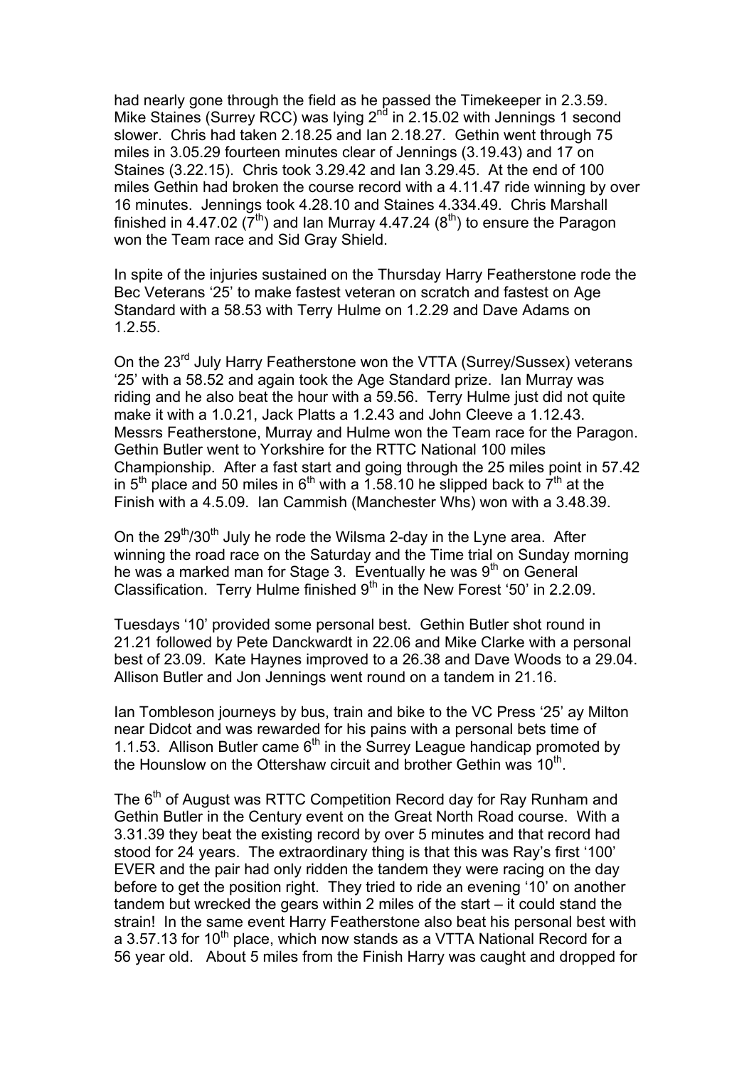had nearly gone through the field as he passed the Timekeeper in 2.3.59. Mike Staines (Surrey RCC) was lying 2nd in 2.15.02 with Jennings 1 second slower. Chris had taken 2.18.25 and Ian 2.18.27. Gethin went through 75 miles in 3.05.29 fourteen minutes clear of Jennings (3.19.43) and 17 on Staines (3.22.15). Chris took 3.29.42 and Ian 3.29.45. At the end of 100 miles Gethin had broken the course record with a 4.11.47 ride winning by over 16 minutes. Jennings took 4.28.10 and Staines 4.334.49. Chris Marshall finished in 4.47.02 (7th) and Ian Murray 4.47.24 (8th) to ensure the Paragon won the Team race and Sid Gray Shield.

In spite of the injuries sustained on the Thursday Harry Featherstone rode the Bec Veterans '25' to make fastest veteran on scratch and fastest on Age Standard with a 58.53 with Terry Hulme on 1.2.29 and Dave Adams on 1.2.55.

On the 23rd July Harry Featherstone won the VTTA (Surrey/Sussex) veterans '25' with a 58.52 and again took the Age Standard prize. Ian Murray was riding and he also beat the hour with a 59.56. Terry Hulme just did not quite make it with a 1.0.21, Jack Platts a 1.2.43 and John Cleeve a 1.12.43. Messrs Featherstone, Murray and Hulme won the Team race for the Paragon. Gethin Butler went to Yorkshire for the RTTC National 100 miles Championship. After a fast start and going through the 25 miles point in 57.42 in 5th place and 50 miles in 6th with a 1.58.10 he slipped back to 7th at the Finish with a 4.5.09. Ian Cammish (Manchester Whs) won with a 3.48.39.

On the 29th/30th July he rode the Wilsma 2-day in the Lyne area. After winning the road race on the Saturday and the Time trial on Sunday morning he was a marked man for Stage 3. Eventually he was 9th on General Classification. Terry Hulme finished 9th in the New Forest '50' in 2.2.09.

Tuesdays '10' provided some personal best. Gethin Butler shot round in 21.21 followed by Pete Danckwardt in 22.06 and Mike Clarke with a personal best of 23.09. Kate Haynes improved to a 26.38 and Dave Woods to a 29.04. Allison Butler and Jon Jennings went round on a tandem in 21.16.

Ian Tombleson journeys by bus, train and bike to the VC Press '25' ay Milton near Didcot and was rewarded for his pains with a personal bets time of 1.1.53. Allison Butler came 6th in the Surrey League handicap promoted by the Hounslow on the Ottershaw circuit and brother Gethin was 10th.

The 6th of August was RTTC Competition Record day for Ray Runham and Gethin Butler in the Century event on the Great North Road course. With a 3.31.39 they beat the existing record by over 5 minutes and that record had stood for 24 years. The extraordinary thing is that this was Ray's first '100' EVER and the pair had only ridden the tandem they were racing on the day before to get the position right. They tried to ride an evening '10' on another tandem but wrecked the gears within 2 miles of the start – it could stand the strain! In the same event Harry Featherstone also beat his personal best with a 3.57.13 for 10th place, which now stands as a VTTA National Record for a 56 year old. About 5 miles from the Finish Harry was caught and dropped for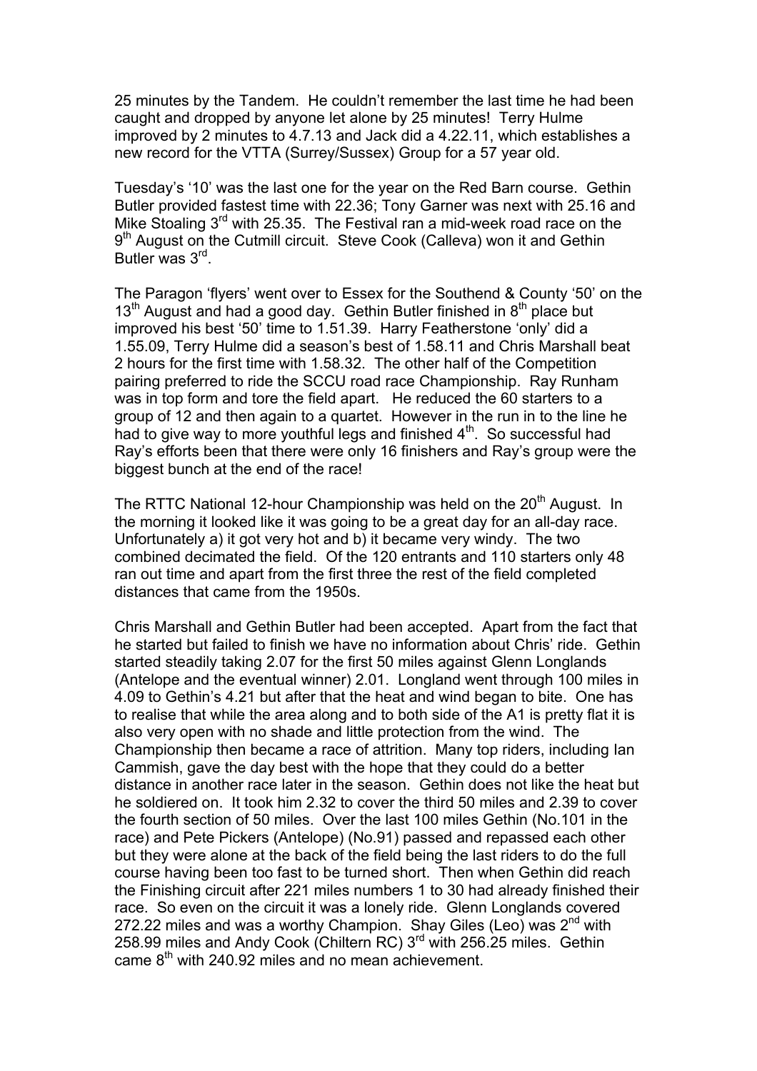25 minutes by the Tandem. He couldn't remember the last time he had been caught and dropped by anyone let alone by 25 minutes! Terry Hulme improved by 2 minutes to 4.7.13 and Jack did a 4.22.11, which establishes a new record for the VTTA (Surrey/Sussex) Group for a 57 year old.

Tuesday's '10' was the last one for the year on the Red Barn course. Gethin Butler provided fastest time with 22.36; Tony Garner was next with 25.16 and Mike Stoaling 3rd with 25.35. The Festival ran a mid-week road race on the 9th August on the Cutmill circuit. Steve Cook (Calleva) won it and Gethin Butler was 3rd.

The Paragon 'flyers' went over to Essex for the Southend & County '50' on the 13th August and had a good day. Gethin Butler finished in 8th place but improved his best '50' time to 1.51.39. Harry Featherstone 'only' did a 1.55.09, Terry Hulme did a season's best of 1.58.11 and Chris Marshall beat 2 hours for the first time with 1.58.32. The other half of the Competition pairing preferred to ride the SCCU road race Championship. Ray Runham was in top form and tore the field apart. He reduced the 60 starters to a group of 12 and then again to a quartet. However in the run in to the line he had to give way to more youthful legs and finished 4th. So successful had Ray's efforts been that there were only 16 finishers and Ray's group were the biggest bunch at the end of the race!

The RTTC National 12-hour Championship was held on the 20th August. In the morning it looked like it was going to be a great day for an all-day race. Unfortunately a) it got very hot and b) it became very windy. The two combined decimated the field. Of the 120 entrants and 110 starters only 48 ran out time and apart from the first three the rest of the field completed distances that came from the 1950s.

Chris Marshall and Gethin Butler had been accepted. Apart from the fact that he started but failed to finish we have no information about Chris' ride. Gethin started steadily taking 2.07 for the first 50 miles against Glenn Longlands (Antelope and the eventual winner) 2.01. Longland went through 100 miles in 4.09 to Gethin's 4.21 but after that the heat and wind began to bite. One has to realise that while the area along and to both side of the A1 is pretty flat it is also very open with no shade and little protection from the wind. The Championship then became a race of attrition. Many top riders, including Ian Cammish, gave the day best with the hope that they could do a better distance in another race later in the season. Gethin does not like the heat but he soldiered on. It took him 2.32 to cover the third 50 miles and 2.39 to cover the fourth section of 50 miles. Over the last 100 miles Gethin (No.101 in the race) and Pete Pickers (Antelope) (No.91) passed and repassed each other but they were alone at the back of the field being the last riders to do the full course having been too fast to be turned short. Then when Gethin did reach the Finishing circuit after 221 miles numbers 1 to 30 had already finished their race. So even on the circuit it was a lonely ride. Glenn Longlands covered 272.22 miles and was a worthy Champion. Shay Giles (Leo) was 2nd with 258.99 miles and Andy Cook (Chiltern RC) 3rd with 256.25 miles. Gethin came 8th with 240.92 miles and no mean achievement.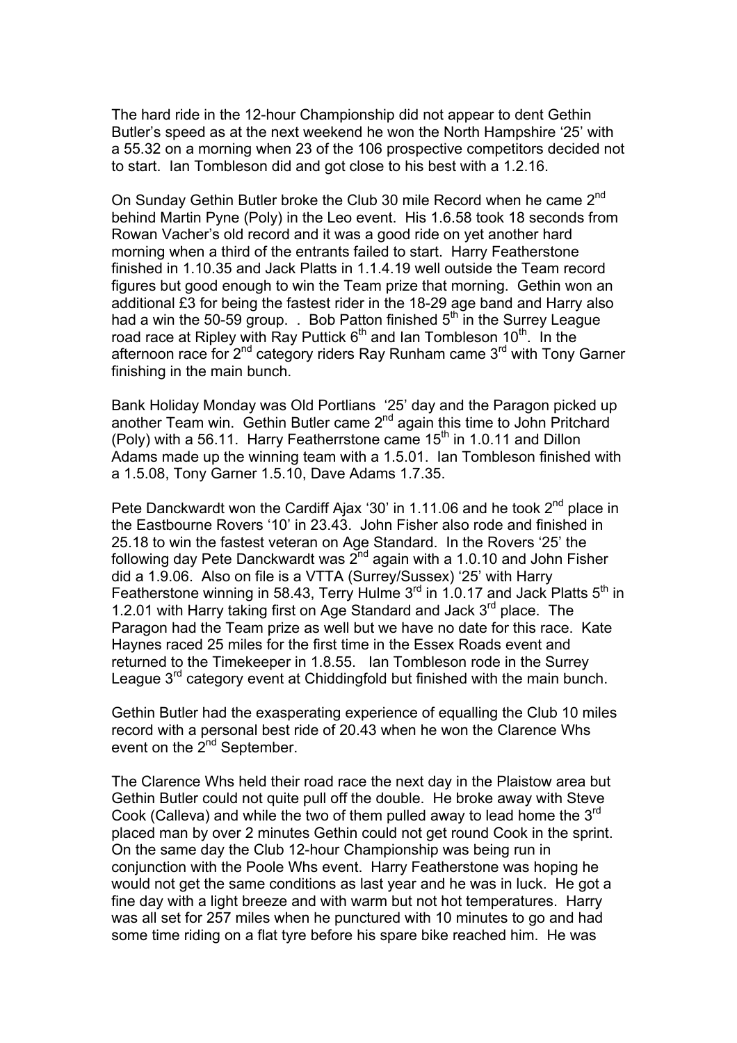The hard ride in the 12-hour Championship did not appear to dent Gethin Butler's speed as at the next weekend he won the North Hampshire '25' with a 55.32 on a morning when 23 of the 106 prospective competitors decided not to start. Ian Tombleson did and got close to his best with a 1.2.16.

On Sunday Gethin Butler broke the Club 30 mile Record when he came 2nd behind Martin Pyne (Poly) in the Leo event. His 1.6.58 took 18 seconds from Rowan Vacher's old record and it was a good ride on yet another hard morning when a third of the entrants failed to start. Harry Featherstone finished in 1.10.35 and Jack Platts in 1.1.4.19 well outside the Team record figures but good enough to win the Team prize that morning. Gethin won an additional £3 for being the fastest rider in the 18-29 age band and Harry also had a win the 50-59 group. . Bob Patton finished 5th in the Surrey League road race at Ripley with Ray Puttick 6th and Ian Tombleson 10th. In the afternoon race for 2nd category riders Ray Runham came 3rd with Tony Garner finishing in the main bunch.

Bank Holiday Monday was Old Portlians '25' day and the Paragon picked up another Team win. Gethin Butler came 2nd again this time to John Pritchard (Poly) with a 56.11. Harry Featherrstone came 15th in 1.0.11 and Dillon Adams made up the winning team with a 1.5.01. Ian Tombleson finished with a 1.5.08, Tony Garner 1.5.10, Dave Adams 1.7.35.

Pete Danckwardt won the Cardiff Ajax '30' in 1.11.06 and he took 2nd place in the Eastbourne Rovers '10' in 23.43. John Fisher also rode and finished in 25.18 to win the fastest veteran on Age Standard. In the Rovers '25' the following day Pete Danckwardt was 2nd again with a 1.0.10 and John Fisher did a 1.9.06. Also on file is a VTTA (Surrey/Sussex) '25' with Harry Featherstone winning in 58.43, Terry Hulme 3rd in 1.0.17 and Jack Platts 5th in 1.2.01 with Harry taking first on Age Standard and Jack 3rd place. The Paragon had the Team prize as well but we have no date for this race. Kate Haynes raced 25 miles for the first time in the Essex Roads event and returned to the Timekeeper in 1.8.55. Ian Tombleson rode in the Surrey League 3rd category event at Chiddingfold but finished with the main bunch.

Gethin Butler had the exasperating experience of equalling the Club 10 miles record with a personal best ride of 20.43 when he won the Clarence Whs event on the 2nd September.

The Clarence Whs held their road race the next day in the Plaistow area but Gethin Butler could not quite pull off the double. He broke away with Steve Cook (Calleva) and while the two of them pulled away to lead home the 3rd placed man by over 2 minutes Gethin could not get round Cook in the sprint. On the same day the Club 12-hour Championship was being run in conjunction with the Poole Whs event. Harry Featherstone was hoping he would not get the same conditions as last year and he was in luck. He got a fine day with a light breeze and with warm but not hot temperatures. Harry was all set for 257 miles when he punctured with 10 minutes to go and had some time riding on a flat tyre before his spare bike reached him. He was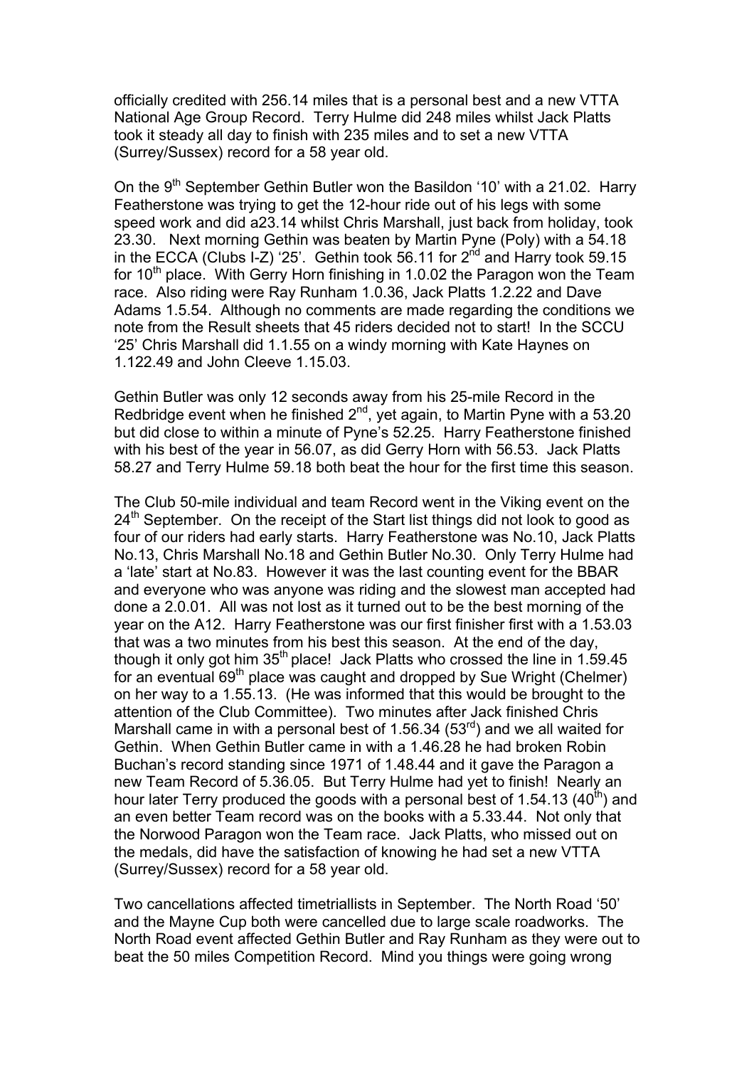officially credited with 256.14 miles that is a personal best and a new VTTA National Age Group Record. Terry Hulme did 248 miles whilst Jack Platts took it steady all day to finish with 235 miles and to set a new VTTA (Surrey/Sussex) record for a 58 year old.

On the 9th September Gethin Butler won the Basildon '10' with a 21.02. Harry Featherstone was trying to get the 12-hour ride out of his legs with some speed work and did a23.14 whilst Chris Marshall, just back from holiday, took 23.30. Next morning Gethin was beaten by Martin Pyne (Poly) with a 54.18 in the ECCA (Clubs I-Z) '25'. Gethin took 56.11 for 2nd and Harry took 59.15 for 10th place. With Gerry Horn finishing in 1.0.02 the Paragon won the Team race. Also riding were Ray Runham 1.0.36, Jack Platts 1.2.22 and Dave Adams 1.5.54. Although no comments are made regarding the conditions we note from the Result sheets that 45 riders decided not to start! In the SCCU '25' Chris Marshall did 1.1.55 on a windy morning with Kate Haynes on 1.122.49 and John Cleeve 1.15.03.

Gethin Butler was only 12 seconds away from his 25-mile Record in the Redbridge event when he finished 2nd, yet again, to Martin Pyne with a 53.20 but did close to within a minute of Pyne's 52.25. Harry Featherstone finished with his best of the year in 56.07, as did Gerry Horn with 56.53. Jack Platts 58.27 and Terry Hulme 59.18 both beat the hour for the first time this season.

The Club 50-mile individual and team Record went in the Viking event on the 24th September. On the receipt of the Start list things did not look to good as four of our riders had early starts. Harry Featherstone was No.10, Jack Platts No.13, Chris Marshall No.18 and Gethin Butler No.30. Only Terry Hulme had a 'late' start at No.83. However it was the last counting event for the BBAR and everyone who was anyone was riding and the slowest man accepted had done a 2.0.01. All was not lost as it turned out to be the best morning of the year on the A12. Harry Featherstone was our first finisher first with a 1.53.03 that was a two minutes from his best this season. At the end of the day, though it only got him 35th place! Jack Platts who crossed the line in 1.59.45 for an eventual 69th place was caught and dropped by Sue Wright (Chelmer) on her way to a 1.55.13. (He was informed that this would be brought to the attention of the Club Committee). Two minutes after Jack finished Chris Marshall came in with a personal best of 1.56.34 (53rd) and we all waited for Gethin. When Gethin Butler came in with a 1.46.28 he had broken Robin Buchan's record standing since 1971 of 1.48.44 and it gave the Paragon a new Team Record of 5.36.05. But Terry Hulme had yet to finish! Nearly an hour later Terry produced the goods with a personal best of 1.54.13 (40th) and an even better Team record was on the books with a 5.33.44. Not only that the Norwood Paragon won the Team race. Jack Platts, who missed out on the medals, did have the satisfaction of knowing he had set a new VTTA (Surrey/Sussex) record for a 58 year old.

Two cancellations affected timetriallists in September. The North Road '50' and the Mayne Cup both were cancelled due to large scale roadworks. The North Road event affected Gethin Butler and Ray Runham as they were out to beat the 50 miles Competition Record. Mind you things were going wrong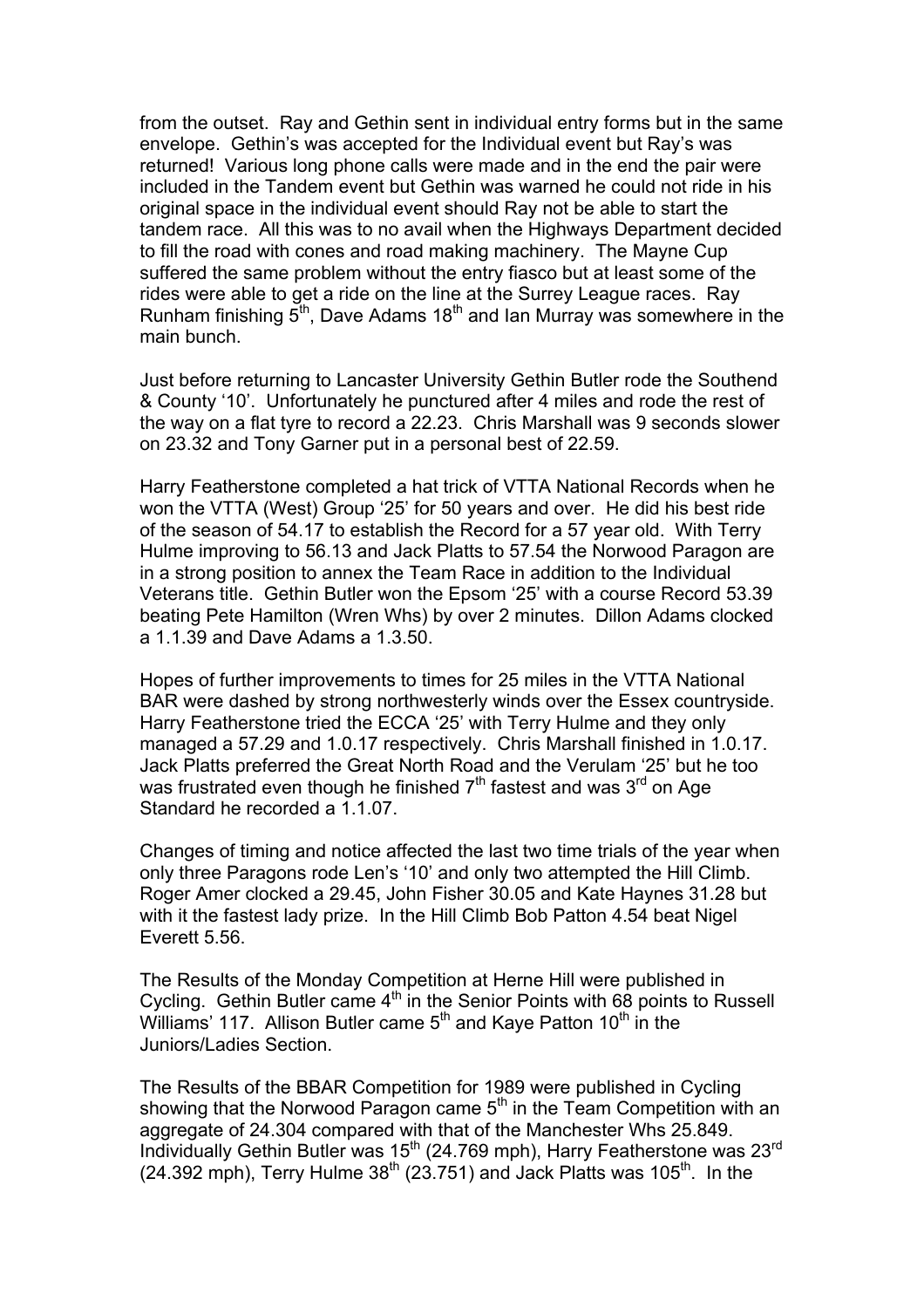from the outset. Ray and Gethin sent in individual entry forms but in the same envelope. Gethin's was accepted for the Individual event but Ray's was returned! Various long phone calls were made and in the end the pair were included in the Tandem event but Gethin was warned he could not ride in his original space in the individual event should Ray not be able to start the tandem race. All this was to no avail when the Highways Department decided to fill the road with cones and road making machinery. The Mayne Cup suffered the same problem without the entry fiasco but at least some of the rides were able to get a ride on the line at the Surrey League races. Ray Runham finishing 5th, Dave Adams 18th and Ian Murray was somewhere in the main bunch.

Just before returning to Lancaster University Gethin Butler rode the Southend & County '10'. Unfortunately he punctured after 4 miles and rode the rest of the way on a flat tyre to record a 22.23. Chris Marshall was 9 seconds slower on 23.32 and Tony Garner put in a personal best of 22.59.

Harry Featherstone completed a hat trick of VTTA National Records when he won the VTTA (West) Group '25' for 50 years and over. He did his best ride of the season of 54.17 to establish the Record for a 57 year old. With Terry Hulme improving to 56.13 and Jack Platts to 57.54 the Norwood Paragon are in a strong position to annex the Team Race in addition to the Individual Veterans title. Gethin Butler won the Epsom '25' with a course Record 53.39 beating Pete Hamilton (Wren Whs) by over 2 minutes. Dillon Adams clocked a 1.1.39 and Dave Adams a 1.3.50.

Hopes of further improvements to times for 25 miles in the VTTA National BAR were dashed by strong northwesterly winds over the Essex countryside. Harry Featherstone tried the ECCA '25' with Terry Hulme and they only managed a 57.29 and 1.0.17 respectively. Chris Marshall finished in 1.0.17. Jack Platts preferred the Great North Road and the Verulam '25' but he too was frustrated even though he finished 7th fastest and was 3rd on Age Standard he recorded a 1.1.07.

Changes of timing and notice affected the last two time trials of the year when only three Paragons rode Len's '10' and only two attempted the Hill Climb. Roger Amer clocked a 29.45, John Fisher 30.05 and Kate Haynes 31.28 but with it the fastest lady prize. In the Hill Climb Bob Patton 4.54 beat Nigel Everett 5.56.

The Results of the Monday Competition at Herne Hill were published in Cycling. Gethin Butler came 4th in the Senior Points with 68 points to Russell Williams' 117. Allison Butler came 5th and Kaye Patton 10th in the Juniors/Ladies Section.

The Results of the BBAR Competition for 1989 were published in Cycling showing that the Norwood Paragon came 5th in the Team Competition with an aggregate of 24.304 compared with that of the Manchester Whs 25.849. Individually Gethin Butler was 15th (24.769 mph), Harry Featherstone was 23rd (24.392 mph), Terry Hulme 38th (23.751) and Jack Platts was 105th. In the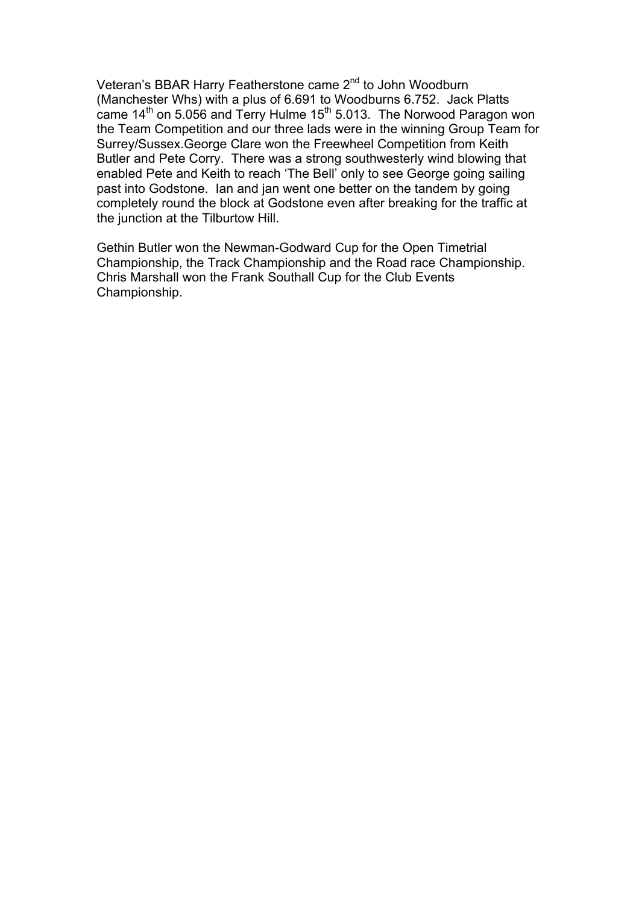Veteran's BBAR Harry Featherstone came 2nd to John Woodburn (Manchester Whs) with a plus of 6.691 to Woodburns 6.752. Jack Platts came 14th on 5.056 and Terry Hulme 15th 5.013. The Norwood Paragon won the Team Competition and our three lads were in the winning Group Team for Surrey/Sussex.George Clare won the Freewheel Competition from Keith Butler and Pete Corry. There was a strong southwesterly wind blowing that enabled Pete and Keith to reach 'The Bell' only to see George going sailing past into Godstone. Ian and jan went one better on the tandem by going completely round the block at Godstone even after breaking for the traffic at the junction at the Tilburtow Hill.

Gethin Butler won the Newman-Godward Cup for the Open Timetrial Championship, the Track Championship and the Road race Championship. Chris Marshall won the Frank Southall Cup for the Club Events Championship.